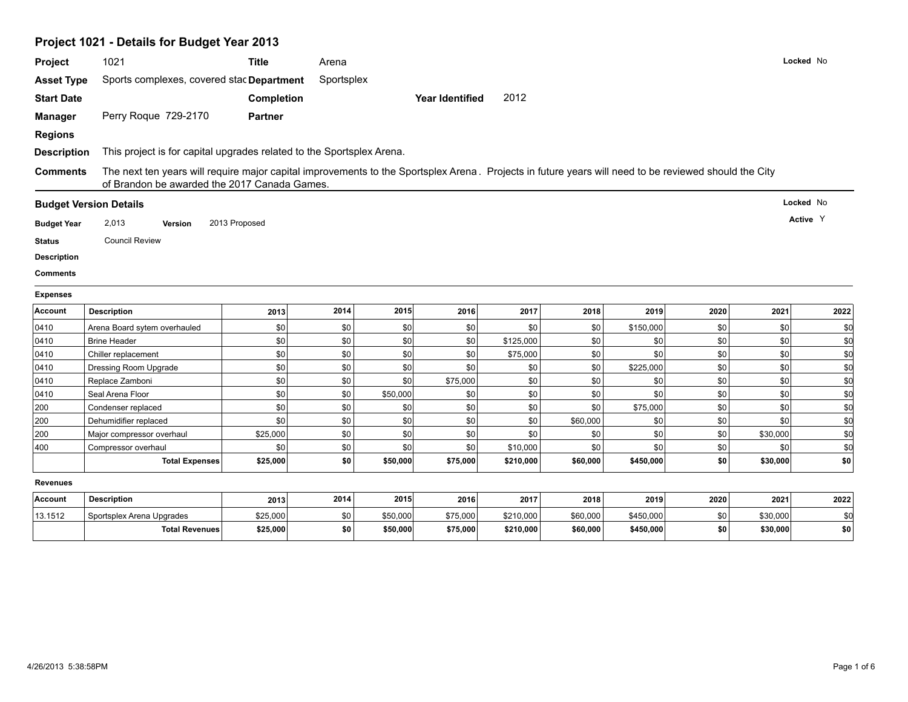# Project 1021 - Details for Budget Year 2013

| | | | | | | |
|---|---|---|---|---|---|---|
| **Project** | 1021 | **Title** | Arena | | | **Locked** No |
| **Asset Type** | Sports complexes, covered stac | **Department** | Sportsplex | | | |
| **Start Date** | | **Completion** | | **Year Identified** | 2012 | |
| **Manager** | Perry Roque 729-2170 | **Partner** | | | | |
| **Regions** | | | | | | |

**Description** This project is for capital upgrades related to the Sportsplex Arena.

**Comments** The next ten years will require major capital improvements to the Sportsplex Arena . Projects in future years will need to be reviewed should the City of Brandon be awarded the 2017 Canada Games.

## Budget Version Details

**Locked** No

**Active** Y

**Budget Year** 2,013 **Version** 2013 Proposed

**Status** Council Review

**Description**

**Comments**

### Expenses

| Account | Description | 2013 | 2014 | 2015 | 2016 | 2017 | 2018 | 2019 | 2020 | 2021 | 2022 |
|---|---|---|---|---|---|---|---|---|---|---|---|
| 0410 | Arena Board sytem overhauled | $0 | $0 | $0 | $0 | $0 | $0 | $150,000 | $0 | $0 | $0 |
| 0410 | Brine Header | $0 | $0 | $0 | $0 | $125,000 | $0 | $0 | $0 | $0 | $0 |
| 0410 | Chiller replacement | $0 | $0 | $0 | $0 | $75,000 | $0 | $0 | $0 | $0 | $0 |
| 0410 | Dressing Room Upgrade | $0 | $0 | $0 | $0 | $0 | $0 | $225,000 | $0 | $0 | $0 |
| 0410 | Replace Zamboni | $0 | $0 | $0 | $75,000 | $0 | $0 | $0 | $0 | $0 | $0 |
| 0410 | Seal Arena Floor | $0 | $0 | $50,000 | $0 | $0 | $0 | $0 | $0 | $0 | $0 |
| 200 | Condenser replaced | $0 | $0 | $0 | $0 | $0 | $0 | $75,000 | $0 | $0 | $0 |
| 200 | Dehumidifier replaced | $0 | $0 | $0 | $0 | $0 | $60,000 | $0 | $0 | $0 | $0 |
| 200 | Major compressor overhaul | $25,000 | $0 | $0 | $0 | $0 | $0 | $0 | $0 | $30,000 | $0 |
| 400 | Compressor overhaul | $0 | $0 | $0 | $0 | $10,000 | $0 | $0 | $0 | $0 | $0 |
| | **Total Expenses** | **$25,000** | **$0** | **$50,000** | **$75,000** | **$210,000** | **$60,000** | **$450,000** | **$0** | **$30,000** | **$0** |

### Revenues

| Account | Description | 2013 | 2014 | 2015 | 2016 | 2017 | 2018 | 2019 | 2020 | 2021 | 2022 |
|---|---|---|---|---|---|---|---|---|---|---|---|
| 13.1512 | Sportsplex Arena Upgrades | $25,000 | $0 | $50,000 | $75,000 | $210,000 | $60,000 | $450,000 | $0 | $30,000 | $0 |
| | **Total Revenues** | **$25,000** | **$0** | **$50,000** | **$75,000** | **$210,000** | **$60,000** | **$450,000** | **$0** | **$30,000** | **$0** |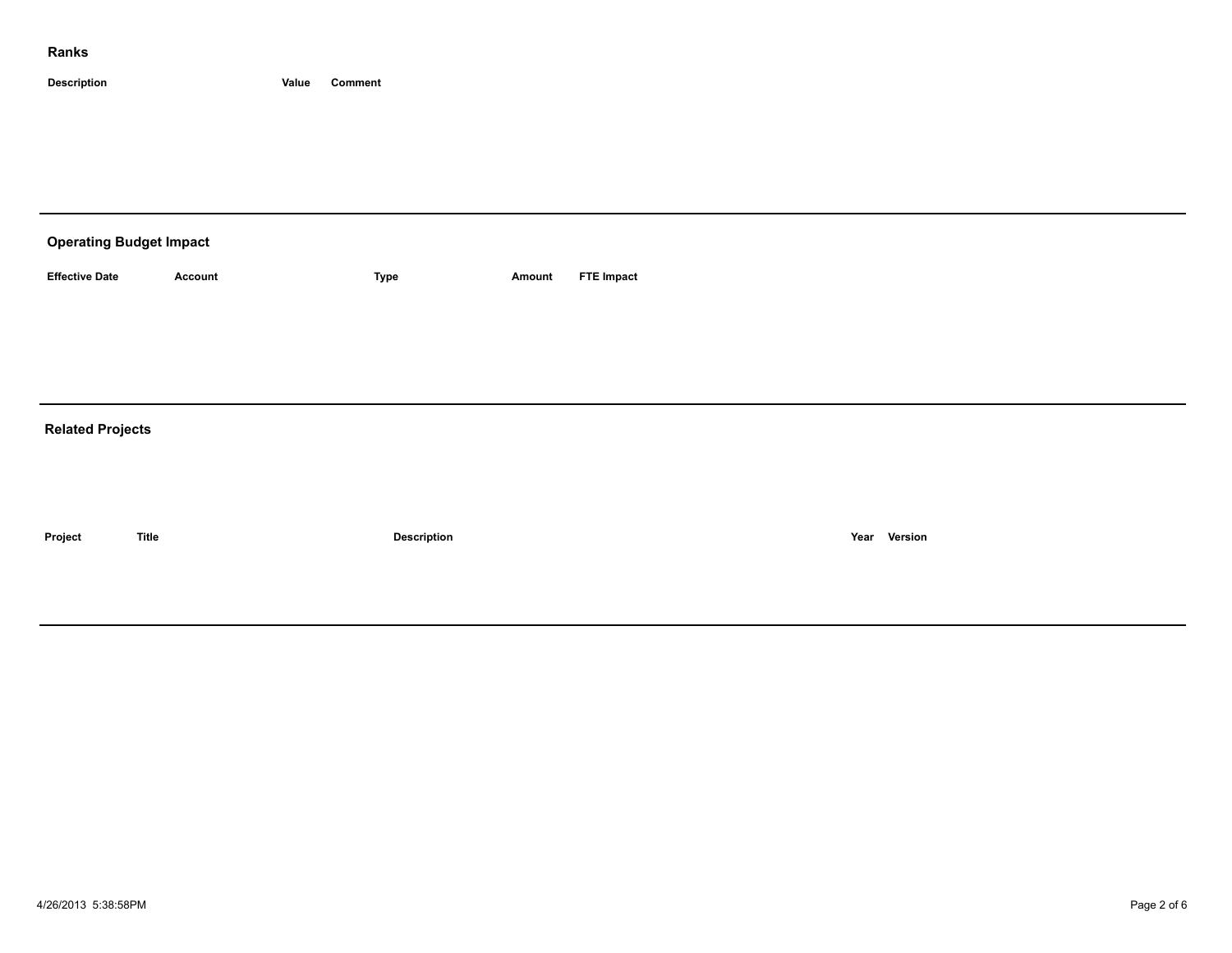## Ranks

| Description | Value | Comment |
| --- | --- | --- |

## Operating Budget Impact

| Effective Date | Account | Type | Amount | FTE Impact |
| --- | --- | --- | --- | --- |

## Related Projects

| Project | Title | Description | Year | Version |
| --- | --- | --- | --- | --- |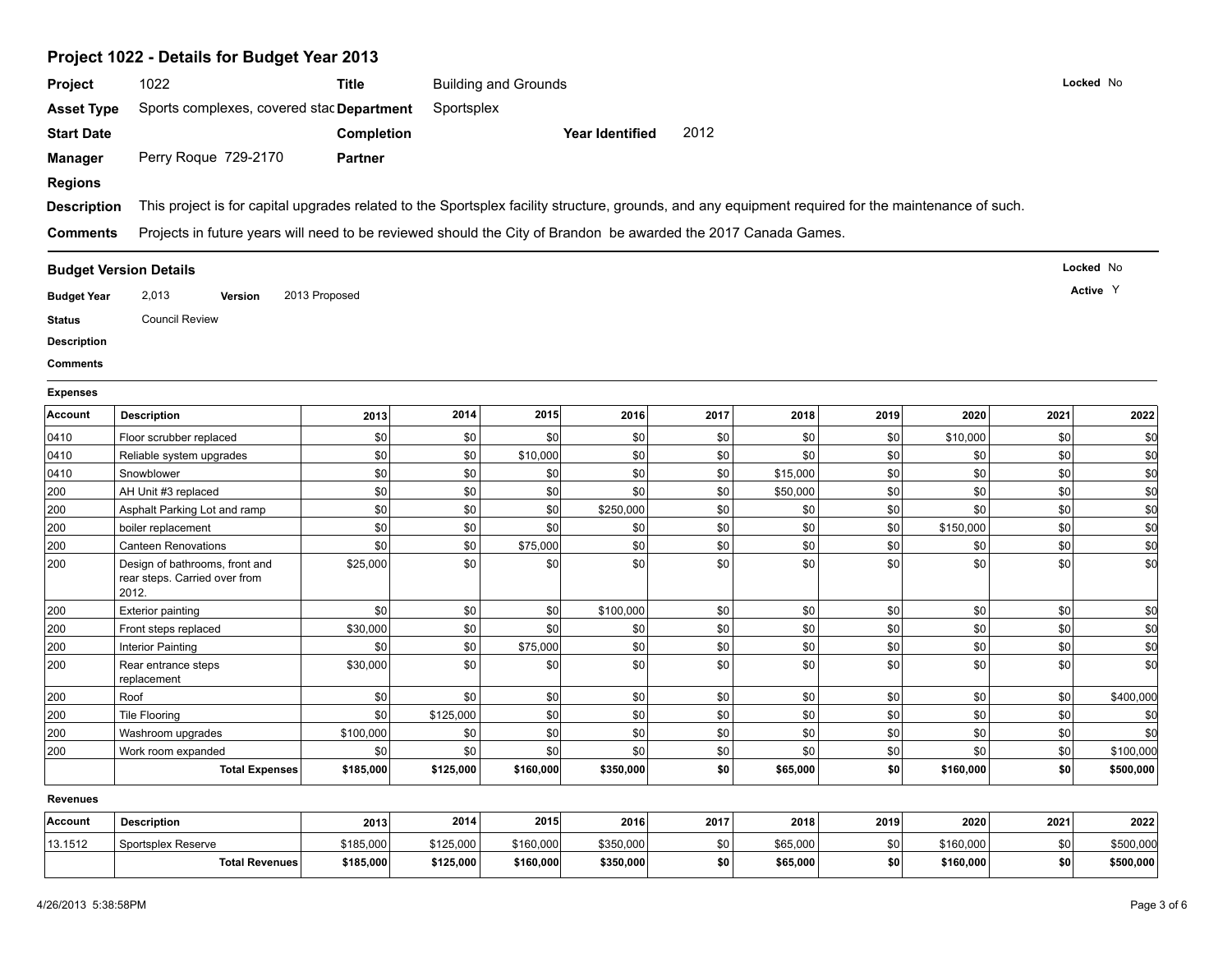## Project 1022 - Details for Budget Year 2013

**Project** 1022 **Title** Building and Grounds **Locked** No

**Asset Type** Sports complexes, covered stac **Department** Sportsplex

**Start Date** **Completion** **Year Identified** 2012

**Manager** Perry Roque 729-2170 **Partner**

**Regions**

**Description** This project is for capital upgrades related to the Sportsplex facility structure, grounds, and any equipment required for the maintenance of such.

**Comments** Projects in future years will need to be reviewed should the City of Brandon be awarded the 2017 Canada Games.

---

### Budget Version Details

**Locked** No

**Active** Y

**Budget Year** 2,013 **Version** 2013 Proposed

**Status** Council Review

**Description**

**Comments**

---

**Expenses**

| Account | Description | 2013 | 2014 | 2015 | 2016 | 2017 | 2018 | 2019 | 2020 | 2021 | 2022 |
|---|---|---|---|---|---|---|---|---|---|---|---|
| 0410 | Floor scrubber replaced | $0 | $0 | $0 | $0 | $0 | $0 | $0 | $10,000 | $0 | $0 |
| 0410 | Reliable system upgrades | $0 | $0 | $10,000 | $0 | $0 | $0 | $0 | $0 | $0 | $0 |
| 0410 | Snowblower | $0 | $0 | $0 | $0 | $0 | $15,000 | $0 | $0 | $0 | $0 |
| 200 | AH Unit #3 replaced | $0 | $0 | $0 | $0 | $0 | $50,000 | $0 | $0 | $0 | $0 |
| 200 | Asphalt Parking Lot and ramp | $0 | $0 | $0 | $250,000 | $0 | $0 | $0 | $0 | $0 | $0 |
| 200 | boiler replacement | $0 | $0 | $0 | $0 | $0 | $0 | $0 | $150,000 | $0 | $0 |
| 200 | Canteen Renovations | $0 | $0 | $75,000 | $0 | $0 | $0 | $0 | $0 | $0 | $0 |
| 200 | Design of bathrooms, front and rear steps. Carried over from 2012. | $25,000 | $0 | $0 | $0 | $0 | $0 | $0 | $0 | $0 | $0 |
| 200 | Exterior painting | $0 | $0 | $0 | $100,000 | $0 | $0 | $0 | $0 | $0 | $0 |
| 200 | Front steps replaced | $30,000 | $0 | $0 | $0 | $0 | $0 | $0 | $0 | $0 | $0 |
| 200 | Interior Painting | $0 | $0 | $75,000 | $0 | $0 | $0 | $0 | $0 | $0 | $0 |
| 200 | Rear entrance steps replacement | $30,000 | $0 | $0 | $0 | $0 | $0 | $0 | $0 | $0 | $0 |
| 200 | Roof | $0 | $0 | $0 | $0 | $0 | $0 | $0 | $0 | $0 | $400,000 |
| 200 | Tile Flooring | $0 | $125,000 | $0 | $0 | $0 | $0 | $0 | $0 | $0 | $0 |
| 200 | Washroom upgrades | $100,000 | $0 | $0 | $0 | $0 | $0 | $0 | $0 | $0 | $0 |
| 200 | Work room expanded | $0 | $0 | $0 | $0 | $0 | $0 | $0 | $0 | $0 | $100,000 |
| | **Total Expenses** | **$185,000** | **$125,000** | **$160,000** | **$350,000** | **$0** | **$65,000** | **$0** | **$160,000** | **$0** | **$500,000** |

**Revenues**

| Account | Description | 2013 | 2014 | 2015 | 2016 | 2017 | 2018 | 2019 | 2020 | 2021 | 2022 |
|---|---|---|---|---|---|---|---|---|---|---|---|
| 13.1512 | Sportsplex Reserve | $185,000 | $125,000 | $160,000 | $350,000 | $0 | $65,000 | $0 | $160,000 | $0 | $500,000 |
| | **Total Revenues** | **$185,000** | **$125,000** | **$160,000** | **$350,000** | **$0** | **$65,000** | **$0** | **$160,000** | **$0** | **$500,000** |

4/26/2013 5:38:58PM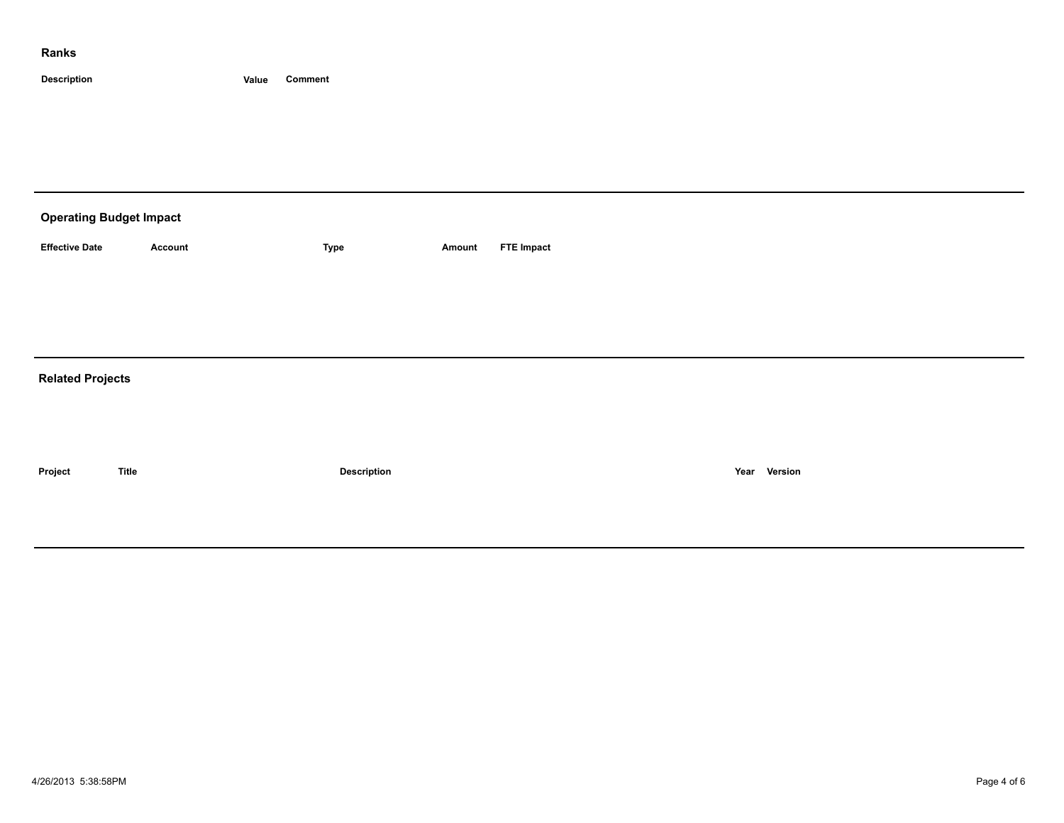## Ranks

| Description | Value | Comment |
| --- | --- | --- |

## Operating Budget Impact

| Effective Date | Account | Type | Amount | FTE Impact |
| --- | --- | --- | --- | --- |

## Related Projects

| Project | Title | Description | Year | Version |
| --- | --- | --- | --- | --- |

4/26/2013 5:38:58PM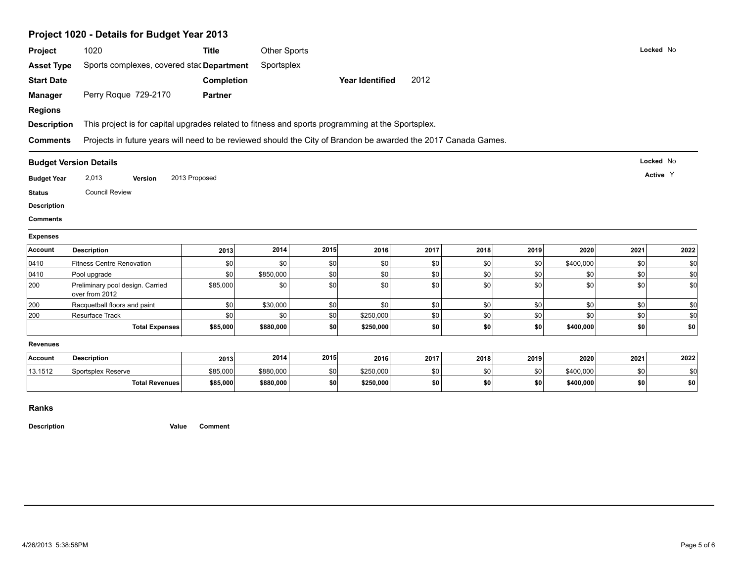## Project 1020 - Details for Budget Year 2013

**Project** 1020 **Title** Other Sports **Locked** No

**Asset Type** Sports complexes, covered stac **Department** Sportsplex

**Start Date** **Completion** **Year Identified** 2012

**Manager** Perry Roque 729-2170 **Partner**

**Regions**

**Description** This project is for capital upgrades related to fitness and sports programming at the Sportsplex.

**Comments** Projects in future years will need to be reviewed should the City of Brandon be awarded the 2017 Canada Games.

### Budget Version Details

**Locked** No

**Active** Y

**Budget Year** 2,013 **Version** 2013 Proposed

**Status** Council Review

**Description**

**Comments**

**Expenses**

| Account | Description | 2013 | 2014 | 2015 | 2016 | 2017 | 2018 | 2019 | 2020 | 2021 | 2022 |
|---|---|---|---|---|---|---|---|---|---|---|---|
| 0410 | Fitness Centre Renovation | $0 | $0 | $0 | $0 | $0 | $0 | $0 | $400,000 | $0 | $0 |
| 0410 | Pool upgrade | $0 | $850,000 | $0 | $0 | $0 | $0 | $0 | $0 | $0 | $0 |
| 200 | Preliminary pool design. Carried over from 2012 | $85,000 | $0 | $0 | $0 | $0 | $0 | $0 | $0 | $0 | $0 |
| 200 | Racquetball floors and paint | $0 | $30,000 | $0 | $0 | $0 | $0 | $0 | $0 | $0 | $0 |
| 200 | Resurface Track | $0 | $0 | $0 | $250,000 | $0 | $0 | $0 | $0 | $0 | $0 |
| | **Total Expenses** | **$85,000** | **$880,000** | **$0** | **$250,000** | **$0** | **$0** | **$0** | **$400,000** | **$0** | **$0** |

**Revenues**

| Account | Description | 2013 | 2014 | 2015 | 2016 | 2017 | 2018 | 2019 | 2020 | 2021 | 2022 |
|---|---|---|---|---|---|---|---|---|---|---|---|
| 13.1512 | Sportsplex Reserve | $85,000 | $880,000 | $0 | $250,000 | $0 | $0 | $0 | $400,000 | $0 | $0 |
| | **Total Revenues** | **$85,000** | **$880,000** | **$0** | **$250,000** | **$0** | **$0** | **$0** | **$400,000** | **$0** | **$0** |

### Ranks

**Description** **Value** **Comment**

4/26/2013 5:38:58PM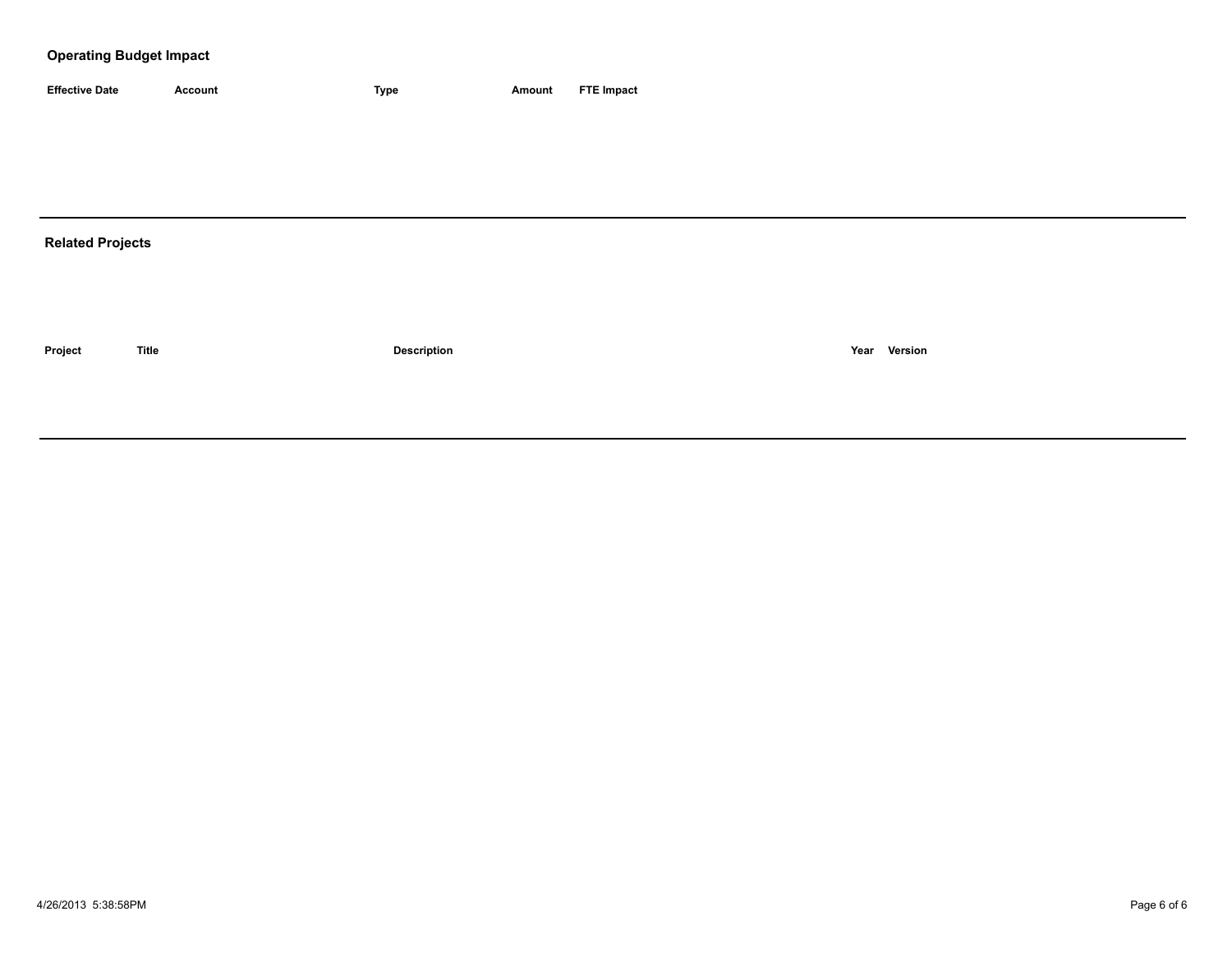## Operating Budget Impact

| Effective Date | Account | Type | Amount | FTE Impact |
|---|---|---|---|---|

## Related Projects

| Project | Title | Description | Year | Version |
|---|---|---|---|---|

4/26/2013 5:38:58PM